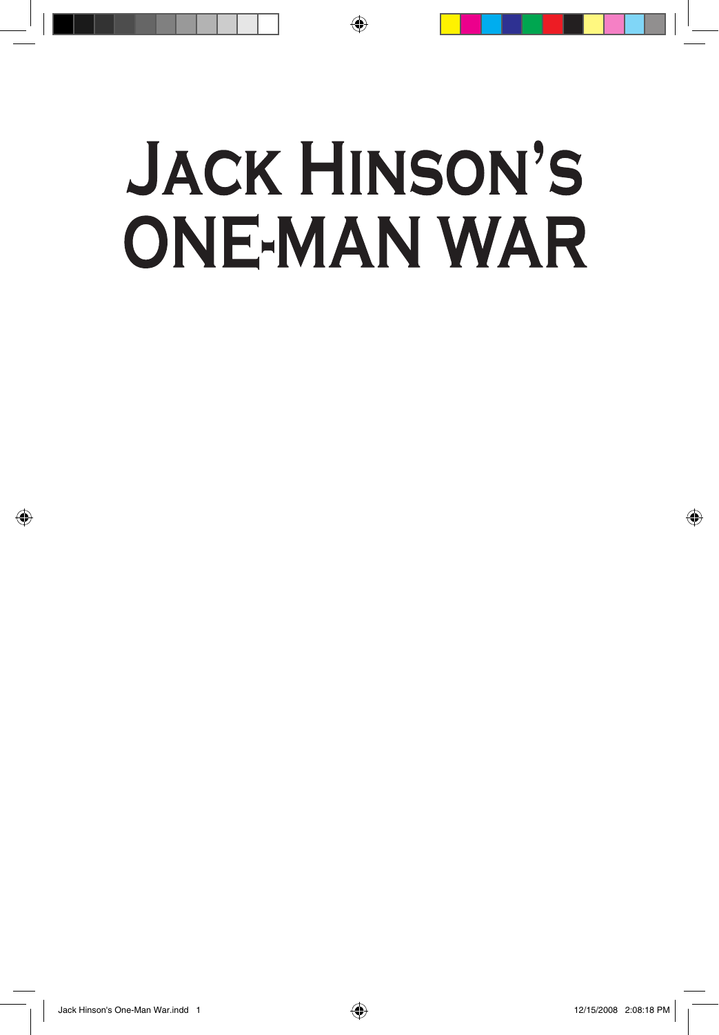# Jack Hinson's One-Man War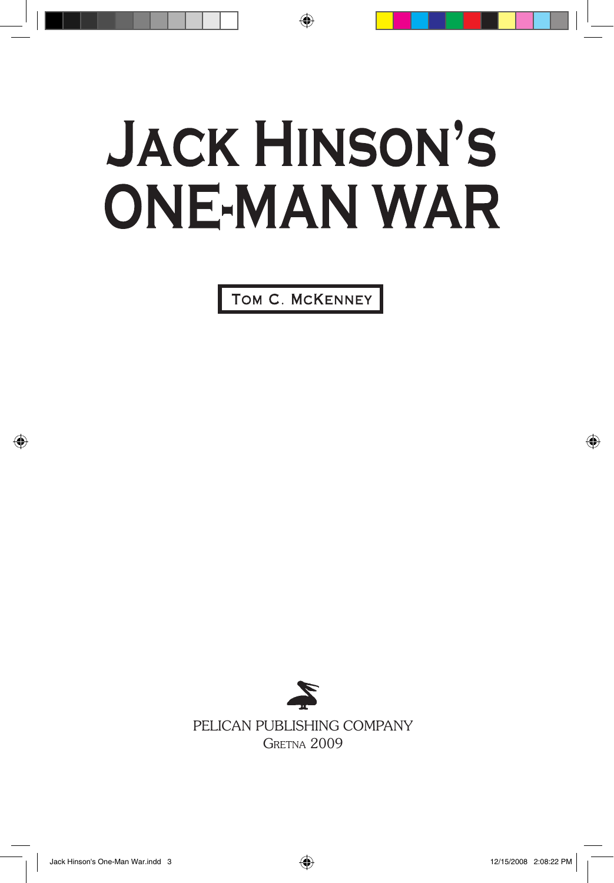# JACK HINSON'S ONE-MAN WAR

TOM C. MCKENNEY

PELICAN PUBLISHING COMPANY

GRETNA 2009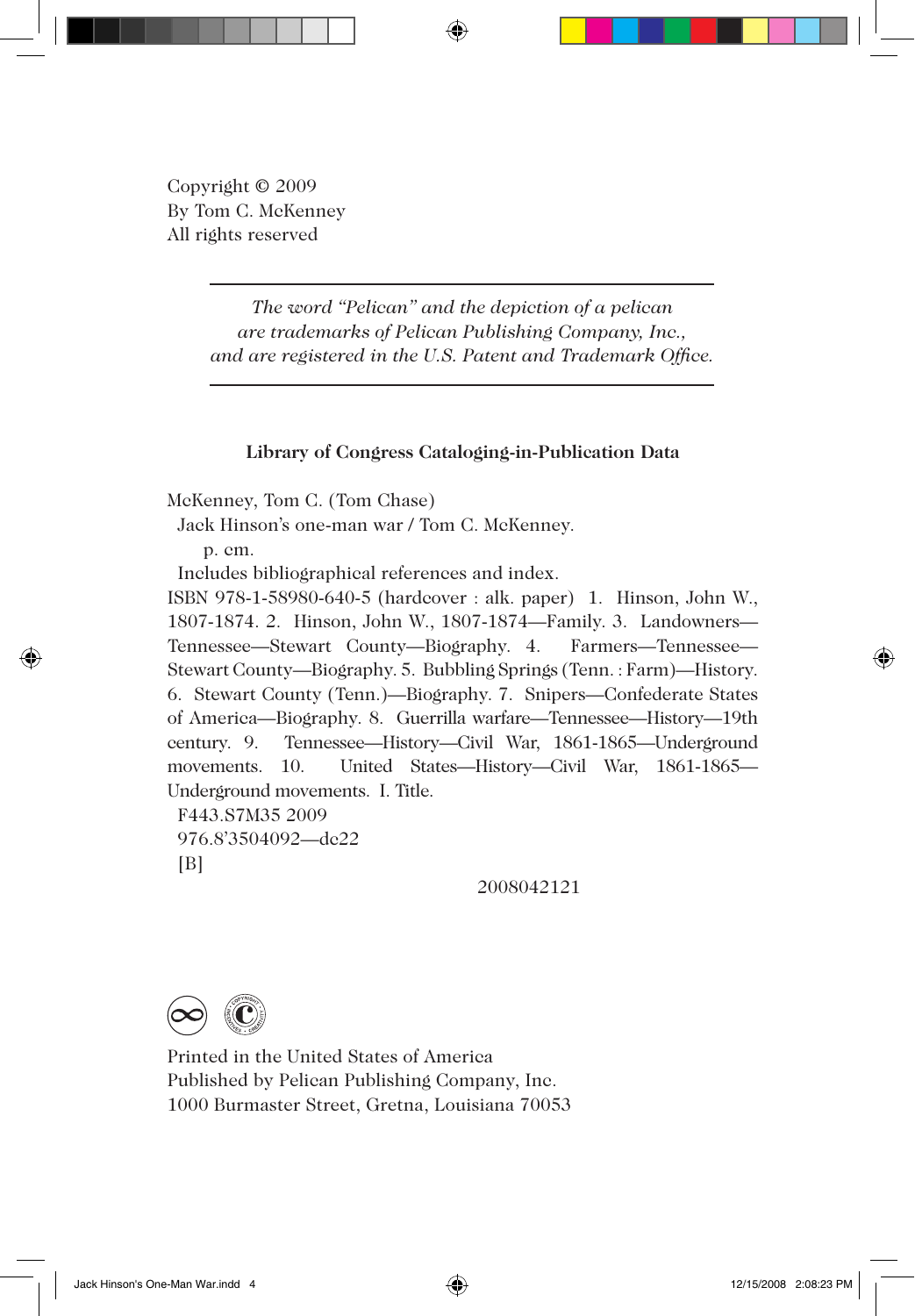Copyright © 2009
By Tom C. McKenney
All rights reserved

---

*The word "Pelican" and the depiction of a pelican are trademarks of Pelican Publishing Company, Inc., and are registered in the U.S. Patent and Trademark Office.*

---

**Library of Congress Cataloging-in-Publication Data**

McKenney, Tom C. (Tom Chase)
  Jack Hinson's one-man war / Tom C. McKenney.
    p. cm.
  Includes bibliographical references and index.
ISBN 978-1-58980-640-5 (hardcover : alk. paper) 1. Hinson, John W., 1807-1874. 2. Hinson, John W., 1807-1874—Family. 3. Landowners—Tennessee—Stewart County—Biography. 4. Farmers—Tennessee—Stewart County—Biography. 5. Bubbling Springs (Tenn. : Farm)—History. 6. Stewart County (Tenn.)—Biography. 7. Snipers—Confederate States of America—Biography. 8. Guerrilla warfare—Tennessee—History—19th century. 9. Tennessee—History—Civil War, 1861-1865—Underground movements. 10. United States—History—Civil War, 1861-1865—Underground movements. I. Title.
  F443.S7M35 2009
  976.8'3504092—dc22
  [B]

2008042121

Printed in the United States of America
Published by Pelican Publishing Company, Inc.
1000 Burmaster Street, Gretna, Louisiana 70053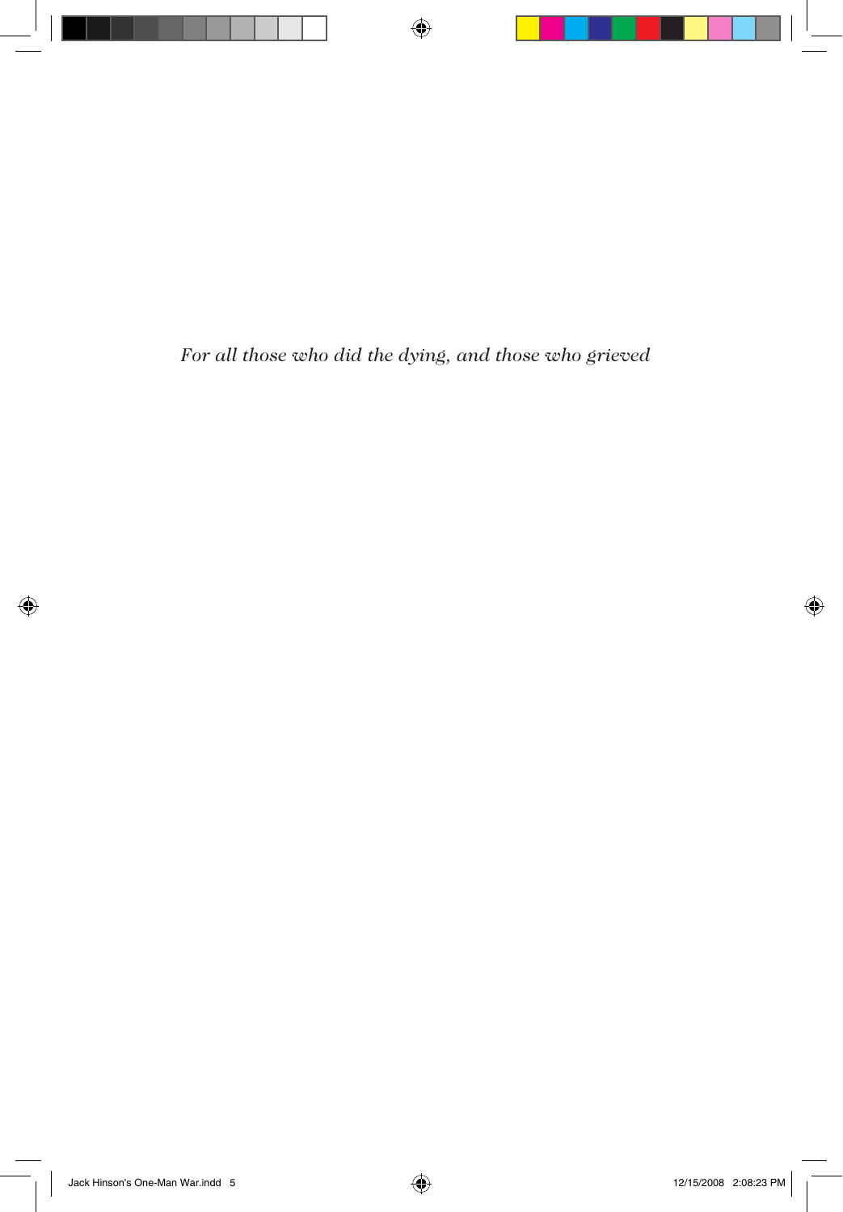*For all those who did the dying, and those who grieved*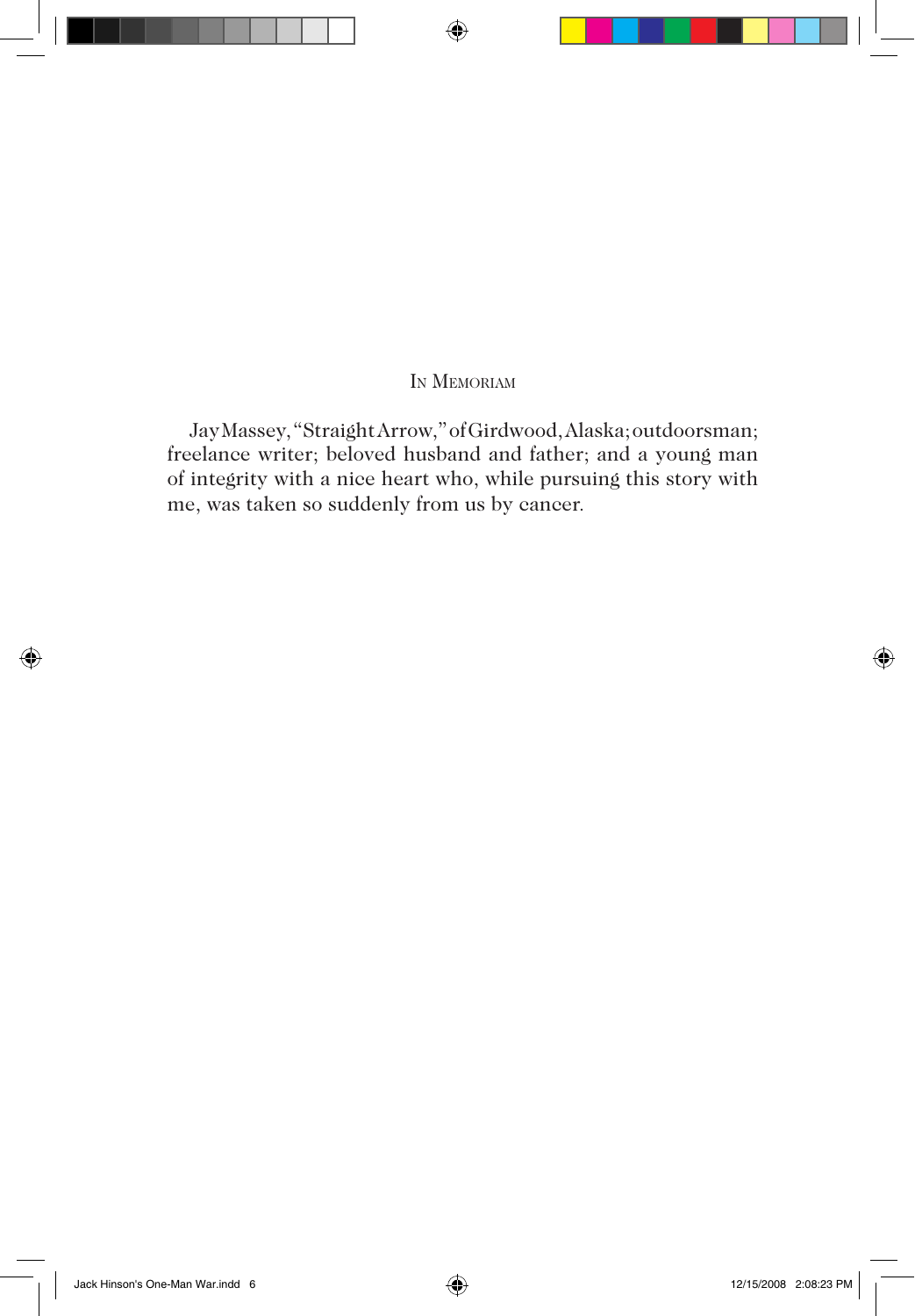## In Memoriam

Jay Massey, "Straight Arrow," of Girdwood, Alaska; outdoorsman; freelance writer; beloved husband and father; and a young man of integrity with a nice heart who, while pursuing this story with me, was taken so suddenly from us by cancer.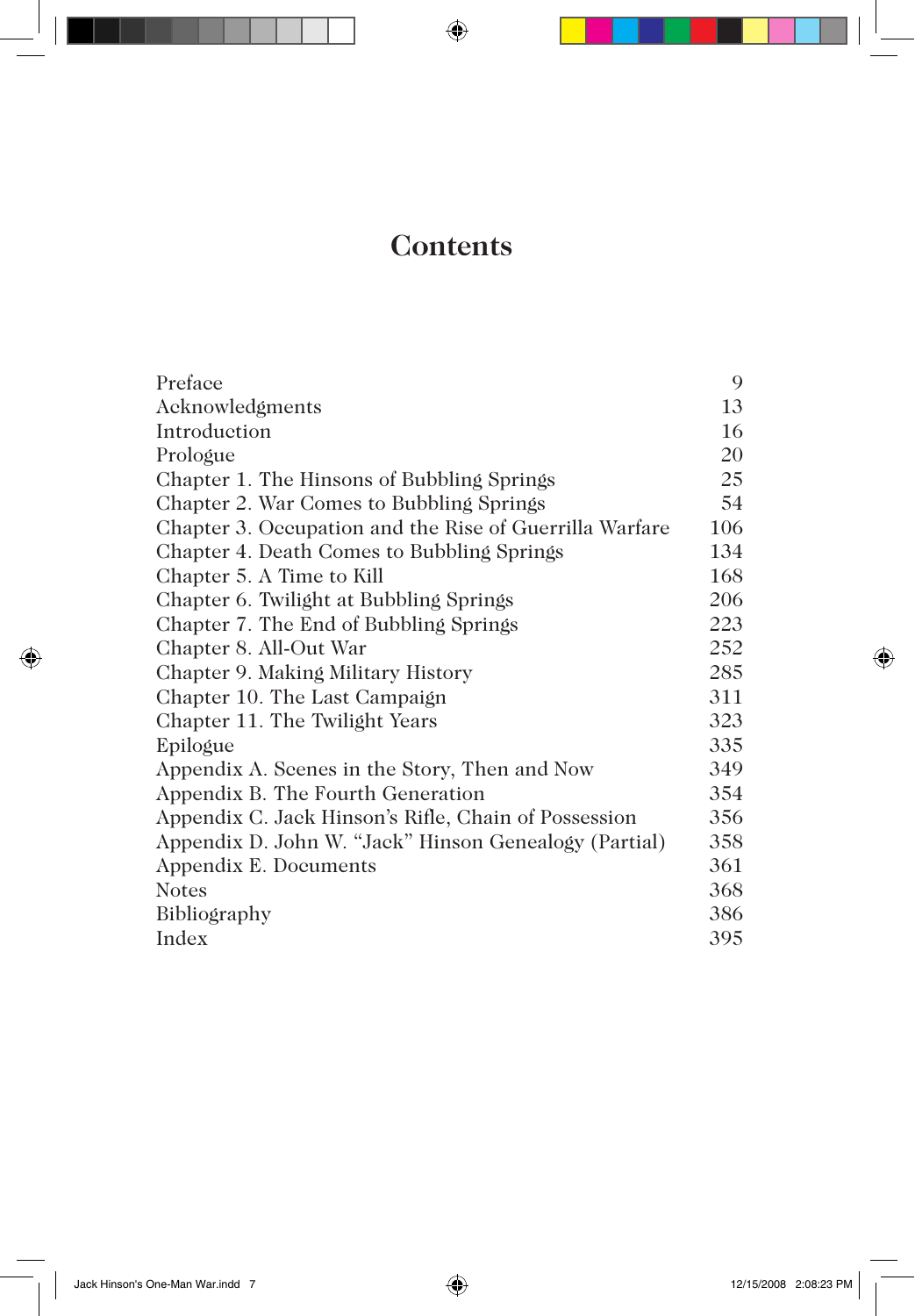# Contents

| | |
|---|---|
| Preface | 9 |
| Acknowledgments | 13 |
| Introduction | 16 |
| Prologue | 20 |
| Chapter 1. The Hinsons of Bubbling Springs | 25 |
| Chapter 2. War Comes to Bubbling Springs | 54 |
| Chapter 3. Occupation and the Rise of Guerrilla Warfare | 106 |
| Chapter 4. Death Comes to Bubbling Springs | 134 |
| Chapter 5. A Time to Kill | 168 |
| Chapter 6. Twilight at Bubbling Springs | 206 |
| Chapter 7. The End of Bubbling Springs | 223 |
| Chapter 8. All-Out War | 252 |
| Chapter 9. Making Military History | 285 |
| Chapter 10. The Last Campaign | 311 |
| Chapter 11. The Twilight Years | 323 |
| Epilogue | 335 |
| Appendix A. Scenes in the Story, Then and Now | 349 |
| Appendix B. The Fourth Generation | 354 |
| Appendix C. Jack Hinson's Rifle, Chain of Possession | 356 |
| Appendix D. John W. "Jack" Hinson Genealogy (Partial) | 358 |
| Appendix E. Documents | 361 |
| Notes | 368 |
| Bibliography | 386 |
| Index | 395 |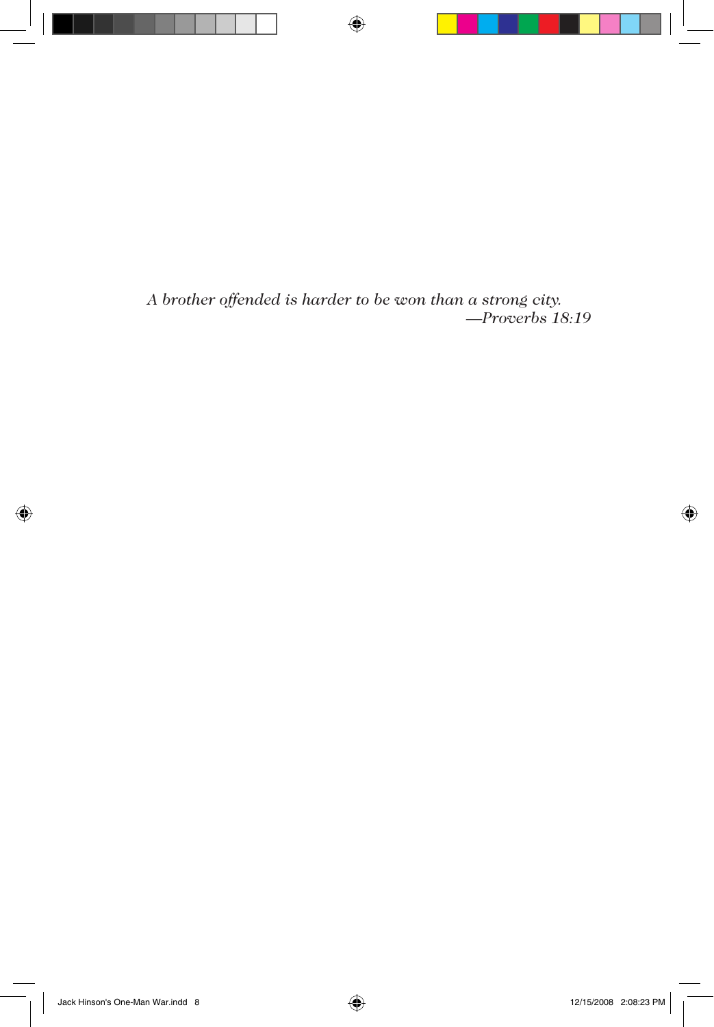*A brother offended is harder to be won than a strong city.*
*—Proverbs 18:19*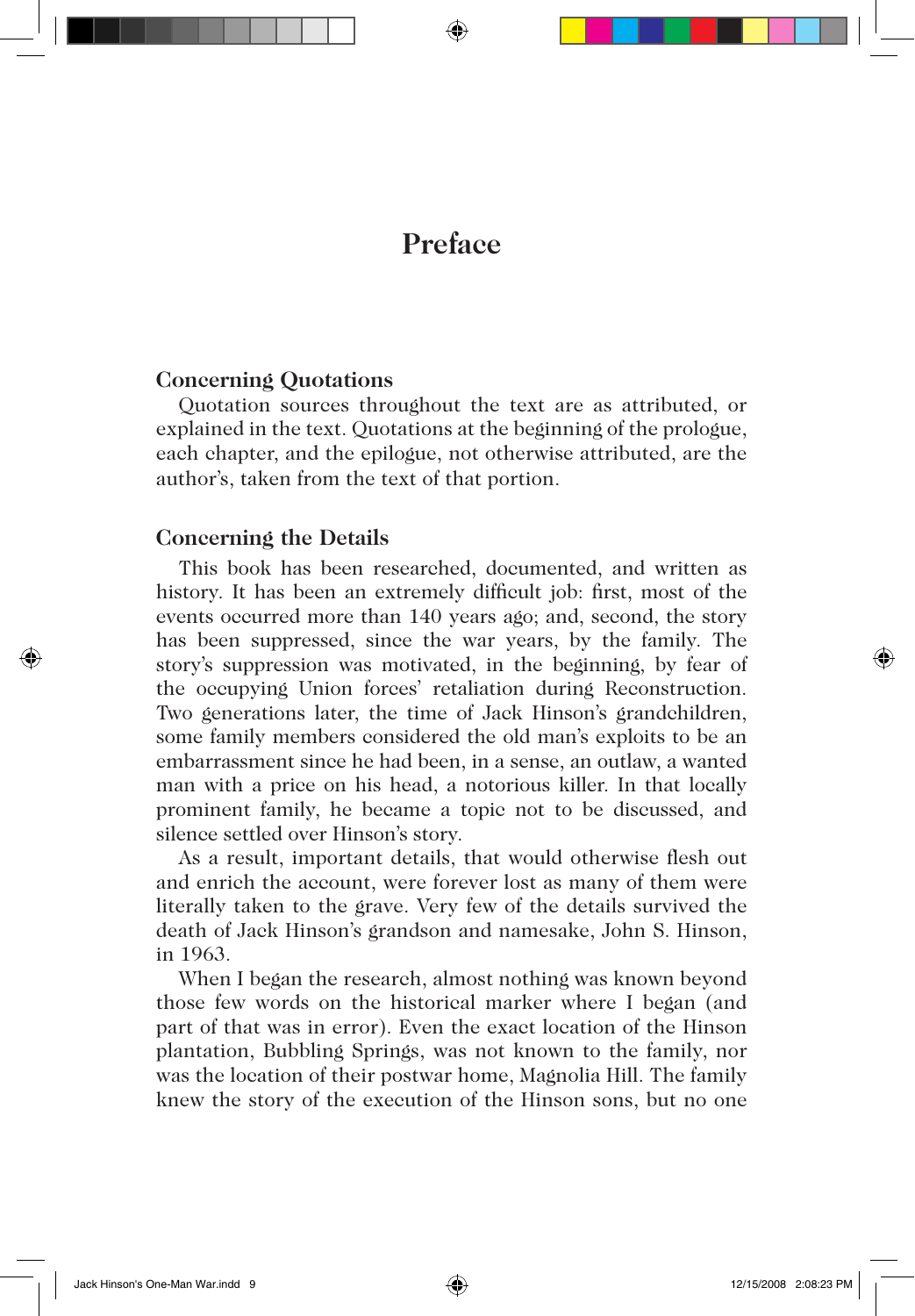# Preface

### Concerning Quotations

Quotation sources throughout the text are as attributed, or explained in the text. Quotations at the beginning of the prologue, each chapter, and the epilogue, not otherwise attributed, are the author's, taken from the text of that portion.

### Concerning the Details

This book has been researched, documented, and written as history. It has been an extremely difficult job: first, most of the events occurred more than 140 years ago; and, second, the story has been suppressed, since the war years, by the family. The story's suppression was motivated, in the beginning, by fear of the occupying Union forces' retaliation during Reconstruction. Two generations later, the time of Jack Hinson's grandchildren, some family members considered the old man's exploits to be an embarrassment since he had been, in a sense, an outlaw, a wanted man with a price on his head, a notorious killer. In that locally prominent family, he became a topic not to be discussed, and silence settled over Hinson's story.

As a result, important details, that would otherwise flesh out and enrich the account, were forever lost as many of them were literally taken to the grave. Very few of the details survived the death of Jack Hinson's grandson and namesake, John S. Hinson, in 1963.

When I began the research, almost nothing was known beyond those few words on the historical marker where I began (and part of that was in error). Even the exact location of the Hinson plantation, Bubbling Springs, was not known to the family, nor was the location of their postwar home, Magnolia Hill. The family knew the story of the execution of the Hinson sons, but no one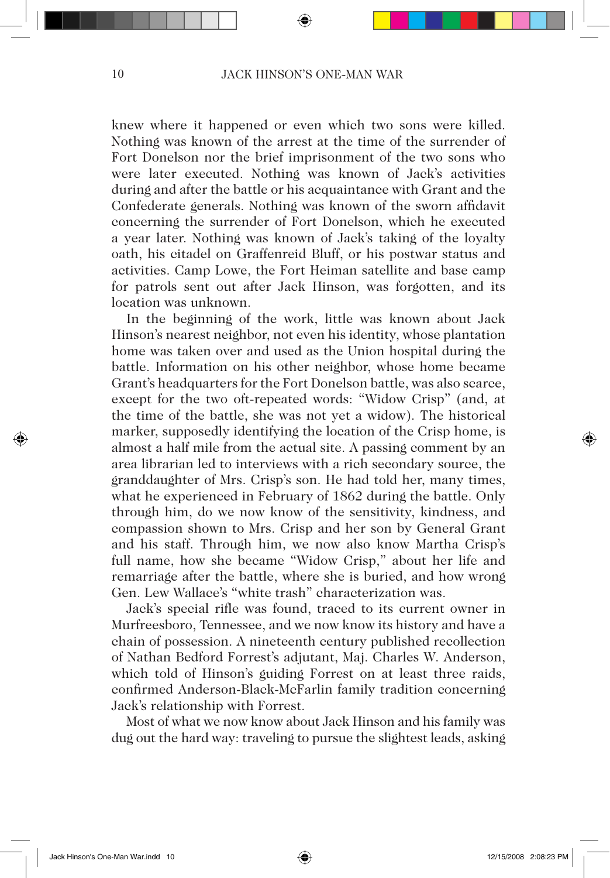knew where it happened or even which two sons were killed. Nothing was known of the arrest at the time of the surrender of Fort Donelson nor the brief imprisonment of the two sons who were later executed. Nothing was known of Jack's activities during and after the battle or his acquaintance with Grant and the Confederate generals. Nothing was known of the sworn affidavit concerning the surrender of Fort Donelson, which he executed a year later. Nothing was known of Jack's taking of the loyalty oath, his citadel on Graffenreid Bluff, or his postwar status and activities. Camp Lowe, the Fort Heiman satellite and base camp for patrols sent out after Jack Hinson, was forgotten, and its location was unknown.

In the beginning of the work, little was known about Jack Hinson's nearest neighbor, not even his identity, whose plantation home was taken over and used as the Union hospital during the battle. Information on his other neighbor, whose home became Grant's headquarters for the Fort Donelson battle, was also scarce, except for the two oft-repeated words: "Widow Crisp" (and, at the time of the battle, she was not yet a widow). The historical marker, supposedly identifying the location of the Crisp home, is almost a half mile from the actual site. A passing comment by an area librarian led to interviews with a rich secondary source, the granddaughter of Mrs. Crisp's son. He had told her, many times, what he experienced in February of 1862 during the battle. Only through him, do we now know of the sensitivity, kindness, and compassion shown to Mrs. Crisp and her son by General Grant and his staff. Through him, we now also know Martha Crisp's full name, how she became "Widow Crisp," about her life and remarriage after the battle, where she is buried, and how wrong Gen. Lew Wallace's "white trash" characterization was.

Jack's special rifle was found, traced to its current owner in Murfreesboro, Tennessee, and we now know its history and have a chain of possession. A nineteenth century published recollection of Nathan Bedford Forrest's adjutant, Maj. Charles W. Anderson, which told of Hinson's guiding Forrest on at least three raids, confirmed Anderson-Black-McFarlin family tradition concerning Jack's relationship with Forrest.

Most of what we now know about Jack Hinson and his family was dug out the hard way: traveling to pursue the slightest leads, asking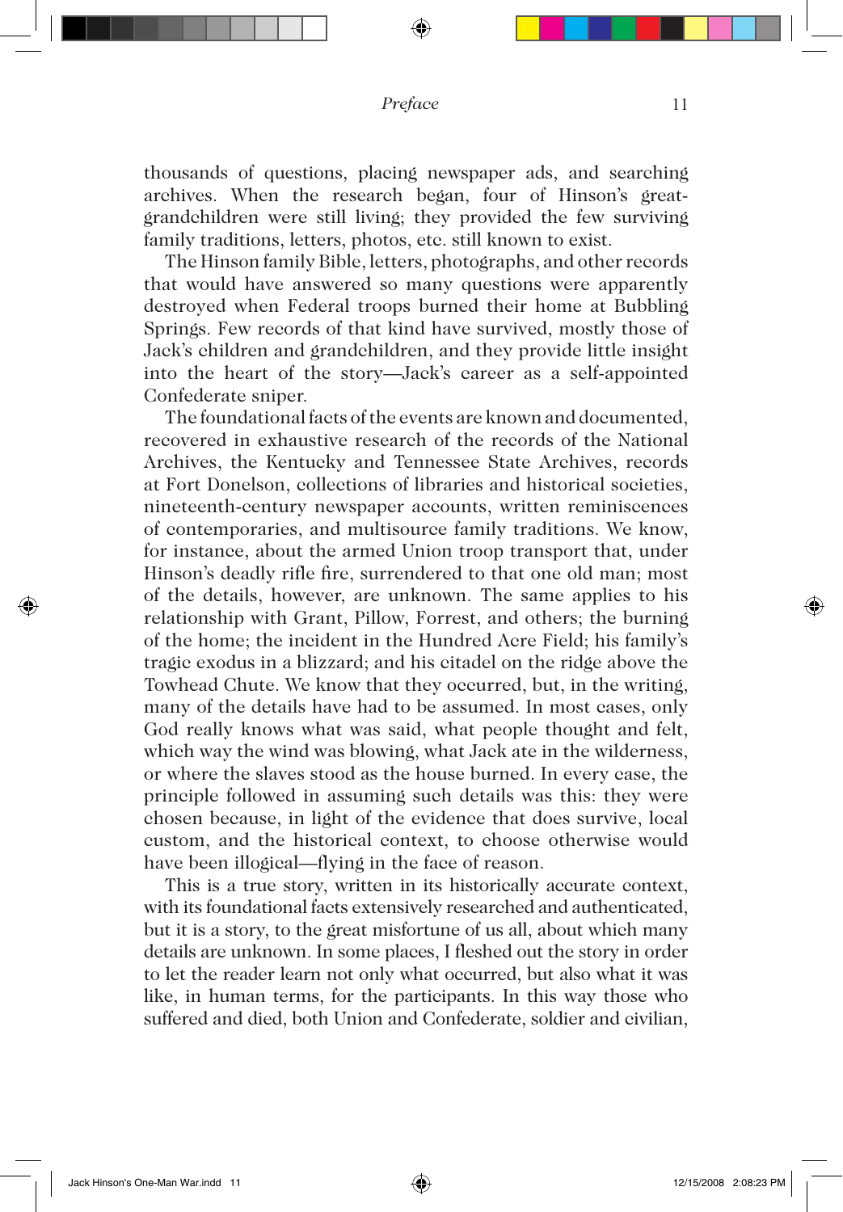thousands of questions, placing newspaper ads, and searching archives. When the research began, four of Hinson's great-grandchildren were still living; they provided the few surviving family traditions, letters, photos, etc. still known to exist.

The Hinson family Bible, letters, photographs, and other records that would have answered so many questions were apparently destroyed when Federal troops burned their home at Bubbling Springs. Few records of that kind have survived, mostly those of Jack's children and grandchildren, and they provide little insight into the heart of the story—Jack's career as a self-appointed Confederate sniper.

The foundational facts of the events are known and documented, recovered in exhaustive research of the records of the National Archives, the Kentucky and Tennessee State Archives, records at Fort Donelson, collections of libraries and historical societies, nineteenth-century newspaper accounts, written reminiscences of contemporaries, and multisource family traditions. We know, for instance, about the armed Union troop transport that, under Hinson's deadly rifle fire, surrendered to that one old man; most of the details, however, are unknown. The same applies to his relationship with Grant, Pillow, Forrest, and others; the burning of the home; the incident in the Hundred Acre Field; his family's tragic exodus in a blizzard; and his citadel on the ridge above the Towhead Chute. We know that they occurred, but, in the writing, many of the details have had to be assumed. In most cases, only God really knows what was said, what people thought and felt, which way the wind was blowing, what Jack ate in the wilderness, or where the slaves stood as the house burned. In every case, the principle followed in assuming such details was this: they were chosen because, in light of the evidence that does survive, local custom, and the historical context, to choose otherwise would have been illogical—flying in the face of reason.

This is a true story, written in its historically accurate context, with its foundational facts extensively researched and authenticated, but it is a story, to the great misfortune of us all, about which many details are unknown. In some places, I fleshed out the story in order to let the reader learn not only what occurred, but also what it was like, in human terms, for the participants. In this way those who suffered and died, both Union and Confederate, soldier and civilian,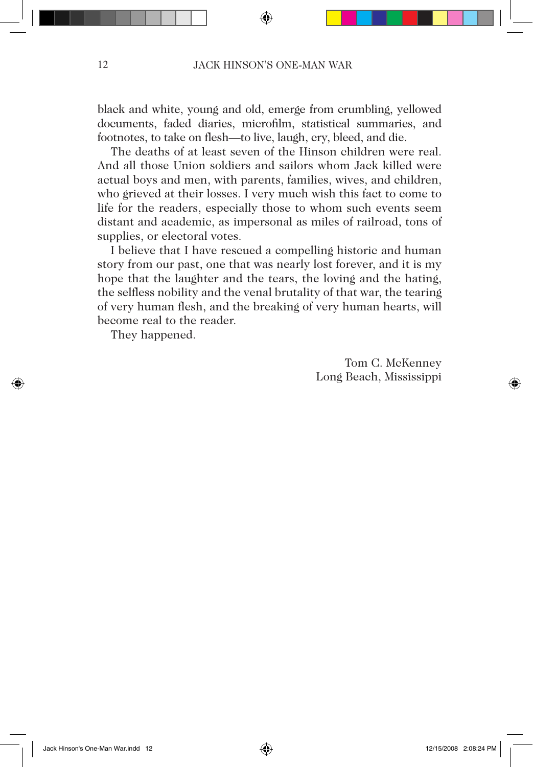black and white, young and old, emerge from crumbling, yellowed documents, faded diaries, microfilm, statistical summaries, and footnotes, to take on flesh—to live, laugh, cry, bleed, and die.

The deaths of at least seven of the Hinson children were real. And all those Union soldiers and sailors whom Jack killed were actual boys and men, with parents, families, wives, and children, who grieved at their losses. I very much wish this fact to come to life for the readers, especially those to whom such events seem distant and academic, as impersonal as miles of railroad, tons of supplies, or electoral votes.

I believe that I have rescued a compelling historic and human story from our past, one that was nearly lost forever, and it is my hope that the laughter and the tears, the loving and the hating, the selfless nobility and the venal brutality of that war, the tearing of very human flesh, and the breaking of very human hearts, will become real to the reader.

They happened.

Tom C. McKenney  
Long Beach, Mississippi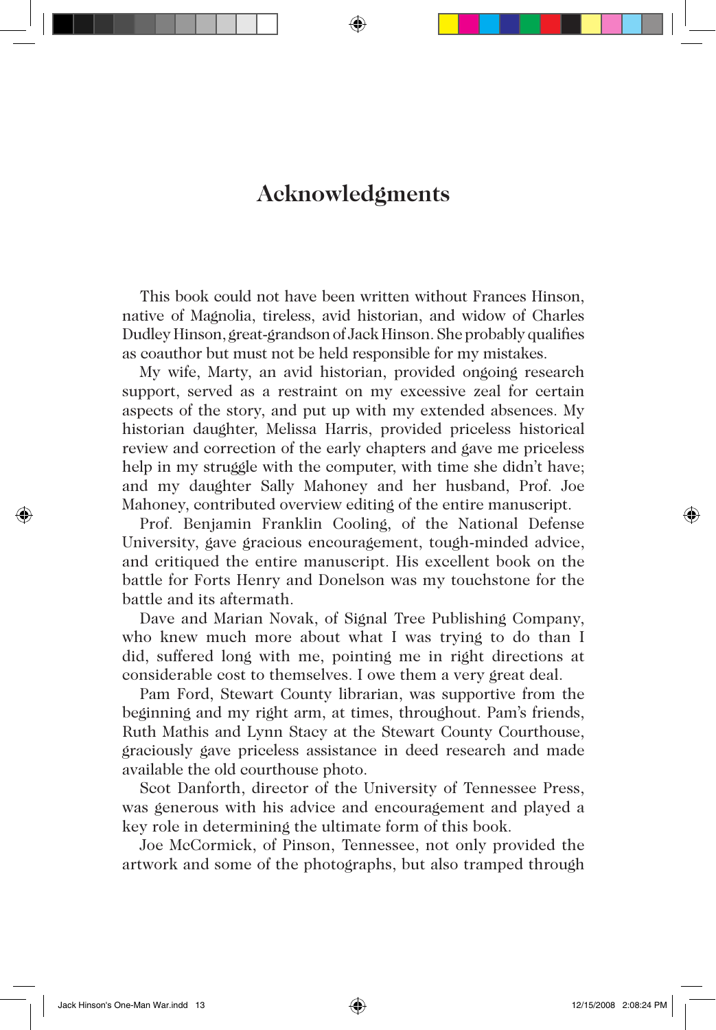# Acknowledgments

This book could not have been written without Frances Hinson, native of Magnolia, tireless, avid historian, and widow of Charles Dudley Hinson, great-grandson of Jack Hinson. She probably qualifies as coauthor but must not be held responsible for my mistakes.

My wife, Marty, an avid historian, provided ongoing research support, served as a restraint on my excessive zeal for certain aspects of the story, and put up with my extended absences. My historian daughter, Melissa Harris, provided priceless historical review and correction of the early chapters and gave me priceless help in my struggle with the computer, with time she didn't have; and my daughter Sally Mahoney and her husband, Prof. Joe Mahoney, contributed overview editing of the entire manuscript.

Prof. Benjamin Franklin Cooling, of the National Defense University, gave gracious encouragement, tough-minded advice, and critiqued the entire manuscript. His excellent book on the battle for Forts Henry and Donelson was my touchstone for the battle and its aftermath.

Dave and Marian Novak, of Signal Tree Publishing Company, who knew much more about what I was trying to do than I did, suffered long with me, pointing me in right directions at considerable cost to themselves. I owe them a very great deal.

Pam Ford, Stewart County librarian, was supportive from the beginning and my right arm, at times, throughout. Pam's friends, Ruth Mathis and Lynn Stacy at the Stewart County Courthouse, graciously gave priceless assistance in deed research and made available the old courthouse photo.

Scot Danforth, director of the University of Tennessee Press, was generous with his advice and encouragement and played a key role in determining the ultimate form of this book.

Joe McCormick, of Pinson, Tennessee, not only provided the artwork and some of the photographs, but also tramped through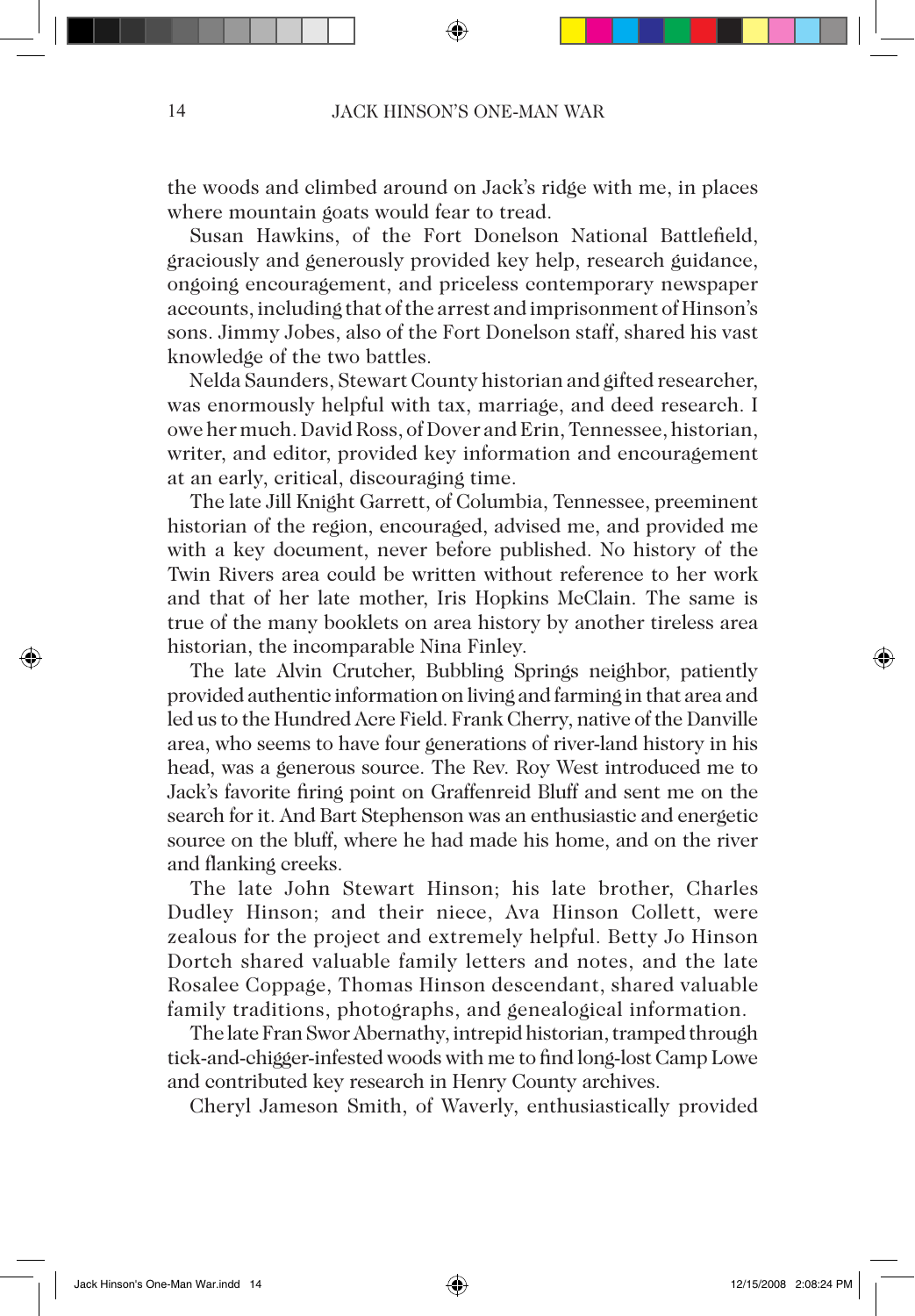the woods and climbed around on Jack's ridge with me, in places where mountain goats would fear to tread.

Susan Hawkins, of the Fort Donelson National Battlefield, graciously and generously provided key help, research guidance, ongoing encouragement, and priceless contemporary newspaper accounts, including that of the arrest and imprisonment of Hinson's sons. Jimmy Jobes, also of the Fort Donelson staff, shared his vast knowledge of the two battles.

Nelda Saunders, Stewart County historian and gifted researcher, was enormously helpful with tax, marriage, and deed research. I owe her much. David Ross, of Dover and Erin, Tennessee, historian, writer, and editor, provided key information and encouragement at an early, critical, discouraging time.

The late Jill Knight Garrett, of Columbia, Tennessee, preeminent historian of the region, encouraged, advised me, and provided me with a key document, never before published. No history of the Twin Rivers area could be written without reference to her work and that of her late mother, Iris Hopkins McClain. The same is true of the many booklets on area history by another tireless area historian, the incomparable Nina Finley.

The late Alvin Crutcher, Bubbling Springs neighbor, patiently provided authentic information on living and farming in that area and led us to the Hundred Acre Field. Frank Cherry, native of the Danville area, who seems to have four generations of river-land history in his head, was a generous source. The Rev. Roy West introduced me to Jack's favorite firing point on Graffenreid Bluff and sent me on the search for it. And Bart Stephenson was an enthusiastic and energetic source on the bluff, where he had made his home, and on the river and flanking creeks.

The late John Stewart Hinson; his late brother, Charles Dudley Hinson; and their niece, Ava Hinson Collett, were zealous for the project and extremely helpful. Betty Jo Hinson Dortch shared valuable family letters and notes, and the late Rosalee Coppage, Thomas Hinson descendant, shared valuable family traditions, photographs, and genealogical information.

The late Fran Swor Abernathy, intrepid historian, tramped through tick-and-chigger-infested woods with me to find long-lost Camp Lowe and contributed key research in Henry County archives.

Cheryl Jameson Smith, of Waverly, enthusiastically provided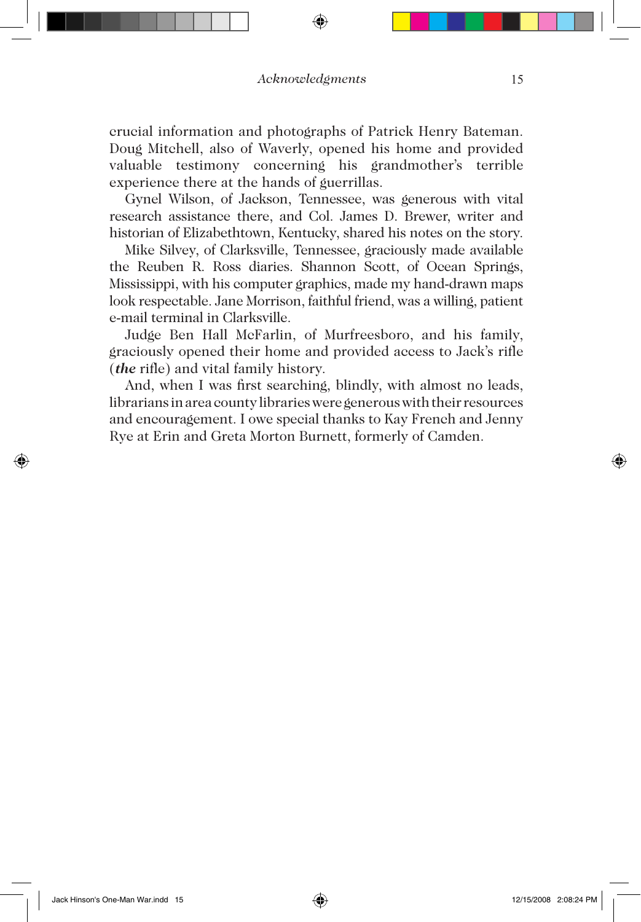crucial information and photographs of Patrick Henry Bateman. Doug Mitchell, also of Waverly, opened his home and provided valuable testimony concerning his grandmother's terrible experience there at the hands of guerrillas.

Gynel Wilson, of Jackson, Tennessee, was generous with vital research assistance there, and Col. James D. Brewer, writer and historian of Elizabethtown, Kentucky, shared his notes on the story.

Mike Silvey, of Clarksville, Tennessee, graciously made available the Reuben R. Ross diaries. Shannon Scott, of Ocean Springs, Mississippi, with his computer graphics, made my hand-drawn maps look respectable. Jane Morrison, faithful friend, was a willing, patient e-mail terminal in Clarksville.

Judge Ben Hall McFarlin, of Murfreesboro, and his family, graciously opened their home and provided access to Jack's rifle (***the*** rifle) and vital family history.

And, when I was first searching, blindly, with almost no leads, librarians in area county libraries were generous with their resources and encouragement. I owe special thanks to Kay French and Jenny Rye at Erin and Greta Morton Burnett, formerly of Camden.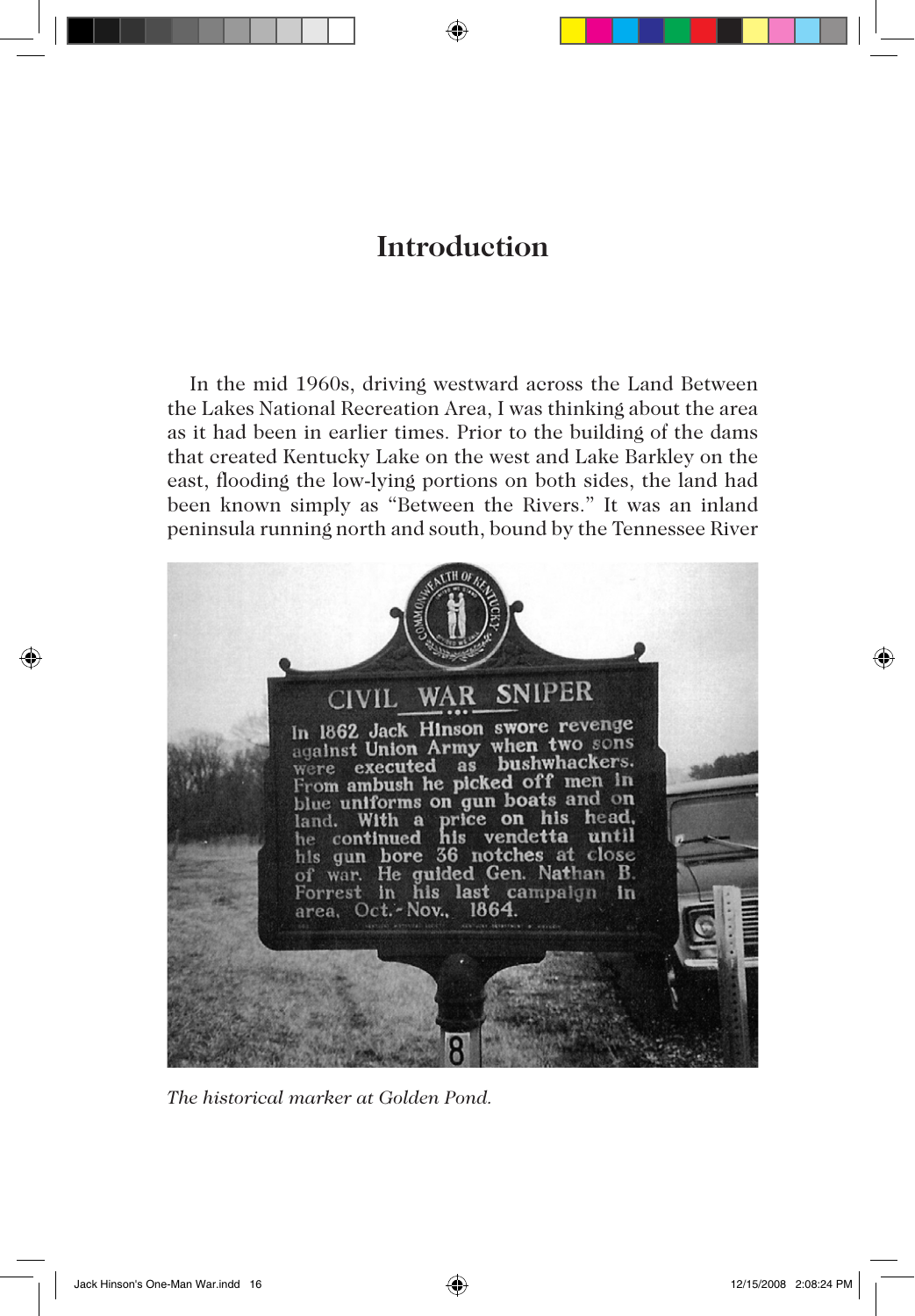# Introduction

In the mid 1960s, driving westward across the Land Between the Lakes National Recreation Area, I was thinking about the area as it had been in earlier times. Prior to the building of the dams that created Kentucky Lake on the west and Lake Barkley on the east, flooding the low-lying portions on both sides, the land had been known simply as "Between the Rivers." It was an inland peninsula running north and south, bound by the Tennessee River

*The historical marker at Golden Pond.*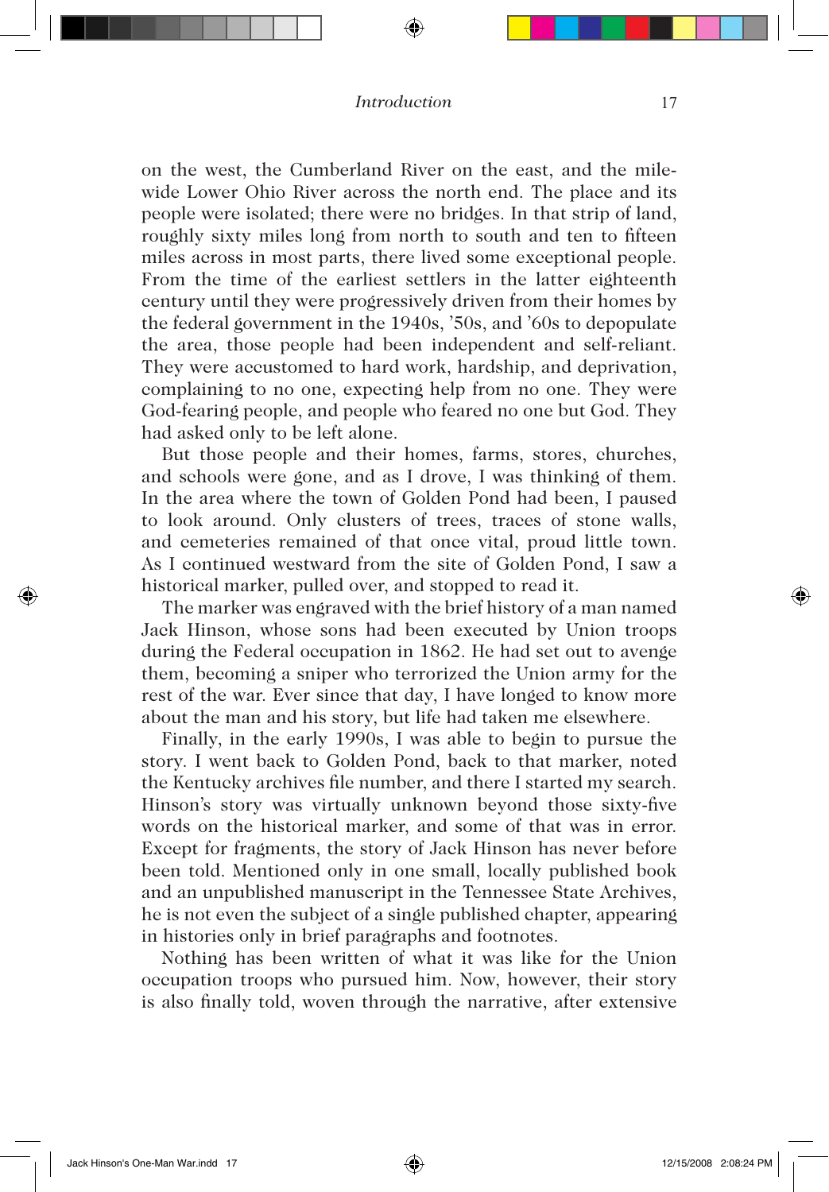on the west, the Cumberland River on the east, and the mile-wide Lower Ohio River across the north end. The place and its people were isolated; there were no bridges. In that strip of land, roughly sixty miles long from north to south and ten to fifteen miles across in most parts, there lived some exceptional people. From the time of the earliest settlers in the latter eighteenth century until they were progressively driven from their homes by the federal government in the 1940s, '50s, and '60s to depopulate the area, those people had been independent and self-reliant. They were accustomed to hard work, hardship, and deprivation, complaining to no one, expecting help from no one. They were God-fearing people, and people who feared no one but God. They had asked only to be left alone.

But those people and their homes, farms, stores, churches, and schools were gone, and as I drove, I was thinking of them. In the area where the town of Golden Pond had been, I paused to look around. Only clusters of trees, traces of stone walls, and cemeteries remained of that once vital, proud little town. As I continued westward from the site of Golden Pond, I saw a historical marker, pulled over, and stopped to read it.

The marker was engraved with the brief history of a man named Jack Hinson, whose sons had been executed by Union troops during the Federal occupation in 1862. He had set out to avenge them, becoming a sniper who terrorized the Union army for the rest of the war. Ever since that day, I have longed to know more about the man and his story, but life had taken me elsewhere.

Finally, in the early 1990s, I was able to begin to pursue the story. I went back to Golden Pond, back to that marker, noted the Kentucky archives file number, and there I started my search. Hinson's story was virtually unknown beyond those sixty-five words on the historical marker, and some of that was in error. Except for fragments, the story of Jack Hinson has never before been told. Mentioned only in one small, locally published book and an unpublished manuscript in the Tennessee State Archives, he is not even the subject of a single published chapter, appearing in histories only in brief paragraphs and footnotes.

Nothing has been written of what it was like for the Union occupation troops who pursued him. Now, however, their story is also finally told, woven through the narrative, after extensive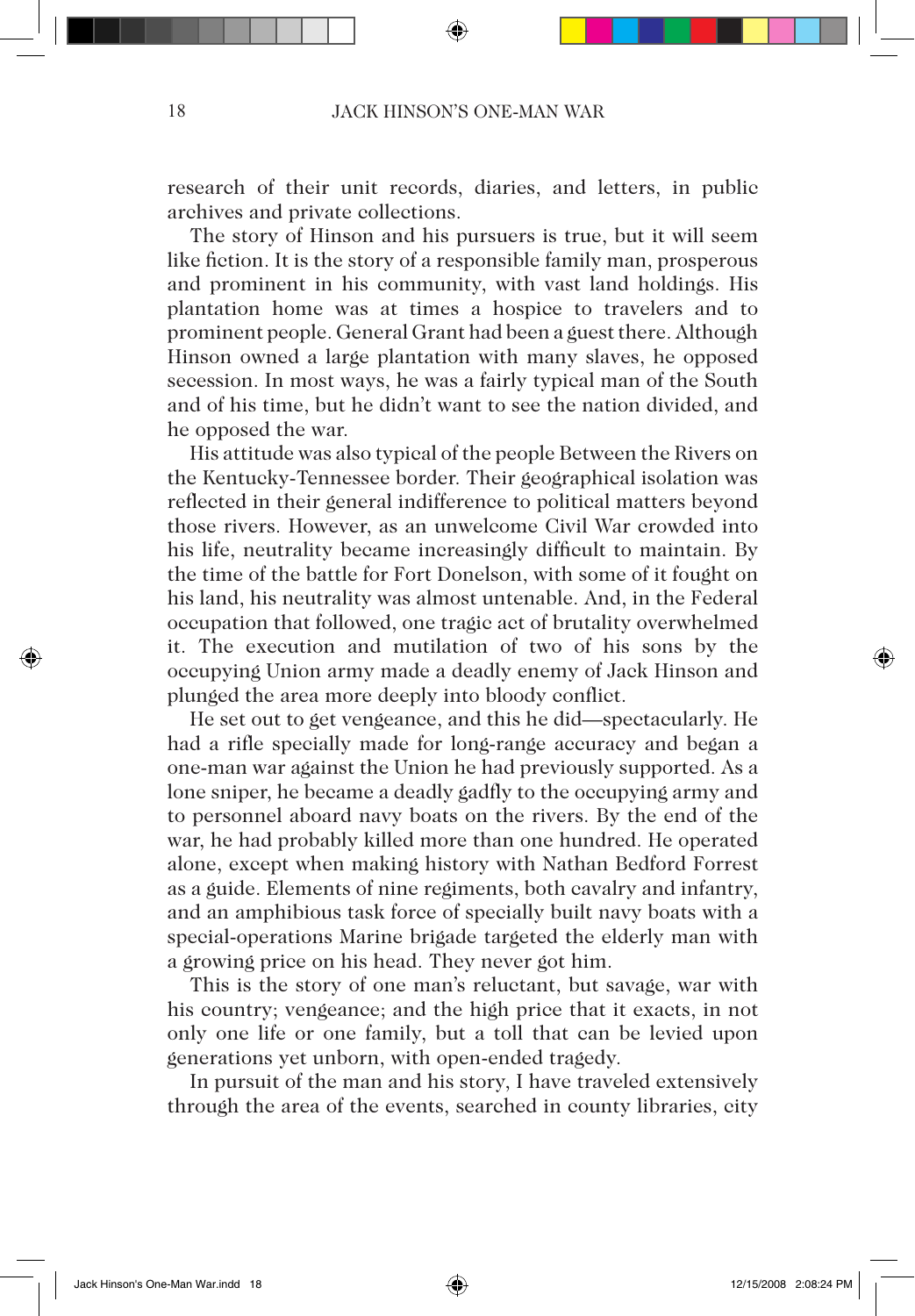research of their unit records, diaries, and letters, in public archives and private collections.

The story of Hinson and his pursuers is true, but it will seem like fiction. It is the story of a responsible family man, prosperous and prominent in his community, with vast land holdings. His plantation home was at times a hospice to travelers and to prominent people. General Grant had been a guest there. Although Hinson owned a large plantation with many slaves, he opposed secession. In most ways, he was a fairly typical man of the South and of his time, but he didn't want to see the nation divided, and he opposed the war.

His attitude was also typical of the people Between the Rivers on the Kentucky-Tennessee border. Their geographical isolation was reflected in their general indifference to political matters beyond those rivers. However, as an unwelcome Civil War crowded into his life, neutrality became increasingly difficult to maintain. By the time of the battle for Fort Donelson, with some of it fought on his land, his neutrality was almost untenable. And, in the Federal occupation that followed, one tragic act of brutality overwhelmed it. The execution and mutilation of two of his sons by the occupying Union army made a deadly enemy of Jack Hinson and plunged the area more deeply into bloody conflict.

He set out to get vengeance, and this he did—spectacularly. He had a rifle specially made for long-range accuracy and began a one-man war against the Union he had previously supported. As a lone sniper, he became a deadly gadfly to the occupying army and to personnel aboard navy boats on the rivers. By the end of the war, he had probably killed more than one hundred. He operated alone, except when making history with Nathan Bedford Forrest as a guide. Elements of nine regiments, both cavalry and infantry, and an amphibious task force of specially built navy boats with a special-operations Marine brigade targeted the elderly man with a growing price on his head. They never got him.

This is the story of one man's reluctant, but savage, war with his country; vengeance; and the high price that it exacts, in not only one life or one family, but a toll that can be levied upon generations yet unborn, with open-ended tragedy.

In pursuit of the man and his story, I have traveled extensively through the area of the events, searched in county libraries, city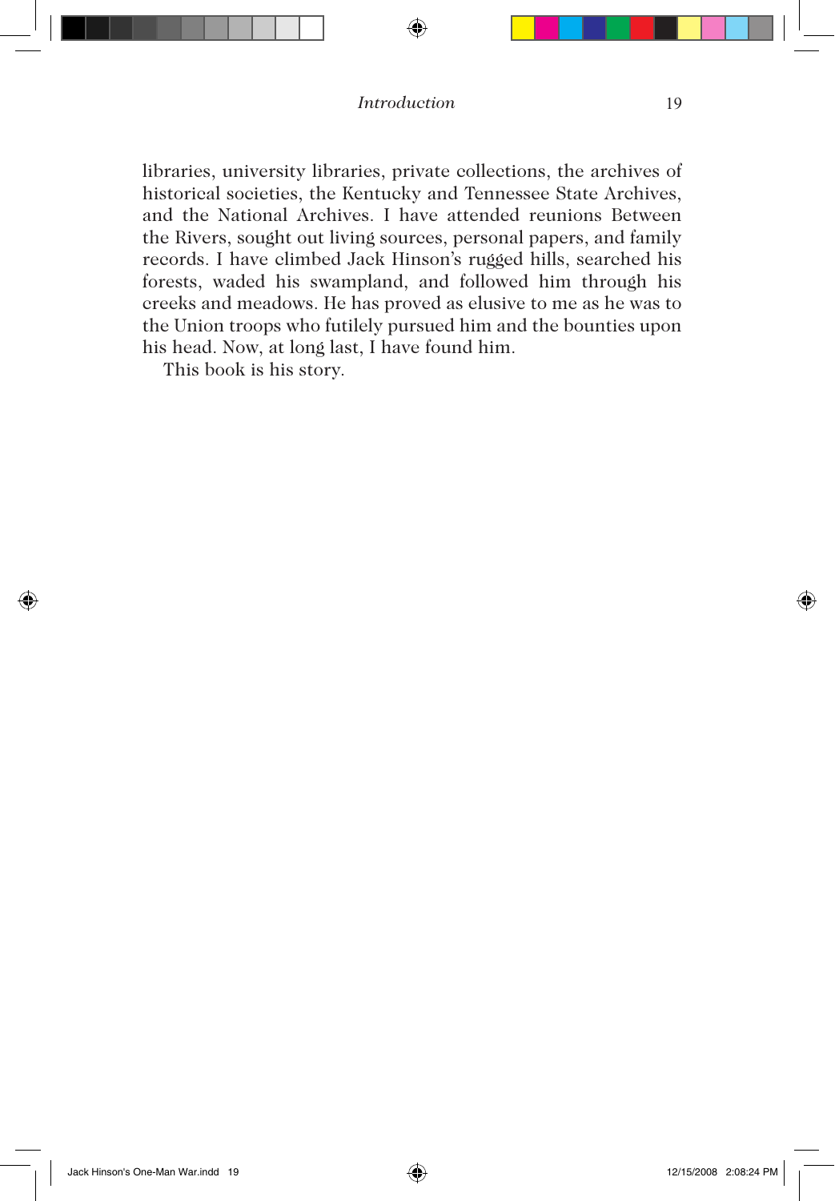libraries, university libraries, private collections, the archives of historical societies, the Kentucky and Tennessee State Archives, and the National Archives. I have attended reunions Between the Rivers, sought out living sources, personal papers, and family records. I have climbed Jack Hinson's rugged hills, searched his forests, waded his swampland, and followed him through his creeks and meadows. He has proved as elusive to me as he was to the Union troops who futilely pursued him and the bounties upon his head. Now, at long last, I have found him.

This book is his story.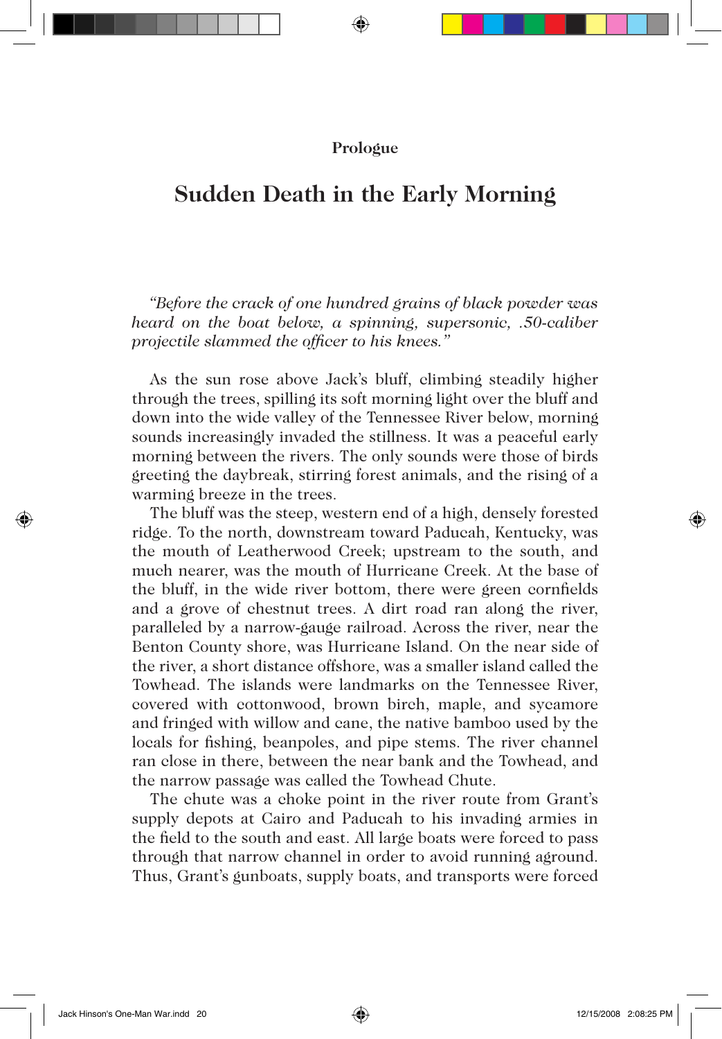**Prologue**

# Sudden Death in the Early Morning

*"Before the crack of one hundred grains of black powder was heard on the boat below, a spinning, supersonic, .50-caliber projectile slammed the officer to his knees."*

As the sun rose above Jack's bluff, climbing steadily higher through the trees, spilling its soft morning light over the bluff and down into the wide valley of the Tennessee River below, morning sounds increasingly invaded the stillness. It was a peaceful early morning between the rivers. The only sounds were those of birds greeting the daybreak, stirring forest animals, and the rising of a warming breeze in the trees.

The bluff was the steep, western end of a high, densely forested ridge. To the north, downstream toward Paducah, Kentucky, was the mouth of Leatherwood Creek; upstream to the south, and much nearer, was the mouth of Hurricane Creek. At the base of the bluff, in the wide river bottom, there were green cornfields and a grove of chestnut trees. A dirt road ran along the river, paralleled by a narrow-gauge railroad. Across the river, near the Benton County shore, was Hurricane Island. On the near side of the river, a short distance offshore, was a smaller island called the Towhead. The islands were landmarks on the Tennessee River, covered with cottonwood, brown birch, maple, and sycamore and fringed with willow and cane, the native bamboo used by the locals for fishing, beanpoles, and pipe stems. The river channel ran close in there, between the near bank and the Towhead, and the narrow passage was called the Towhead Chute.

The chute was a choke point in the river route from Grant's supply depots at Cairo and Paducah to his invading armies in the field to the south and east. All large boats were forced to pass through that narrow channel in order to avoid running aground. Thus, Grant's gunboats, supply boats, and transports were forced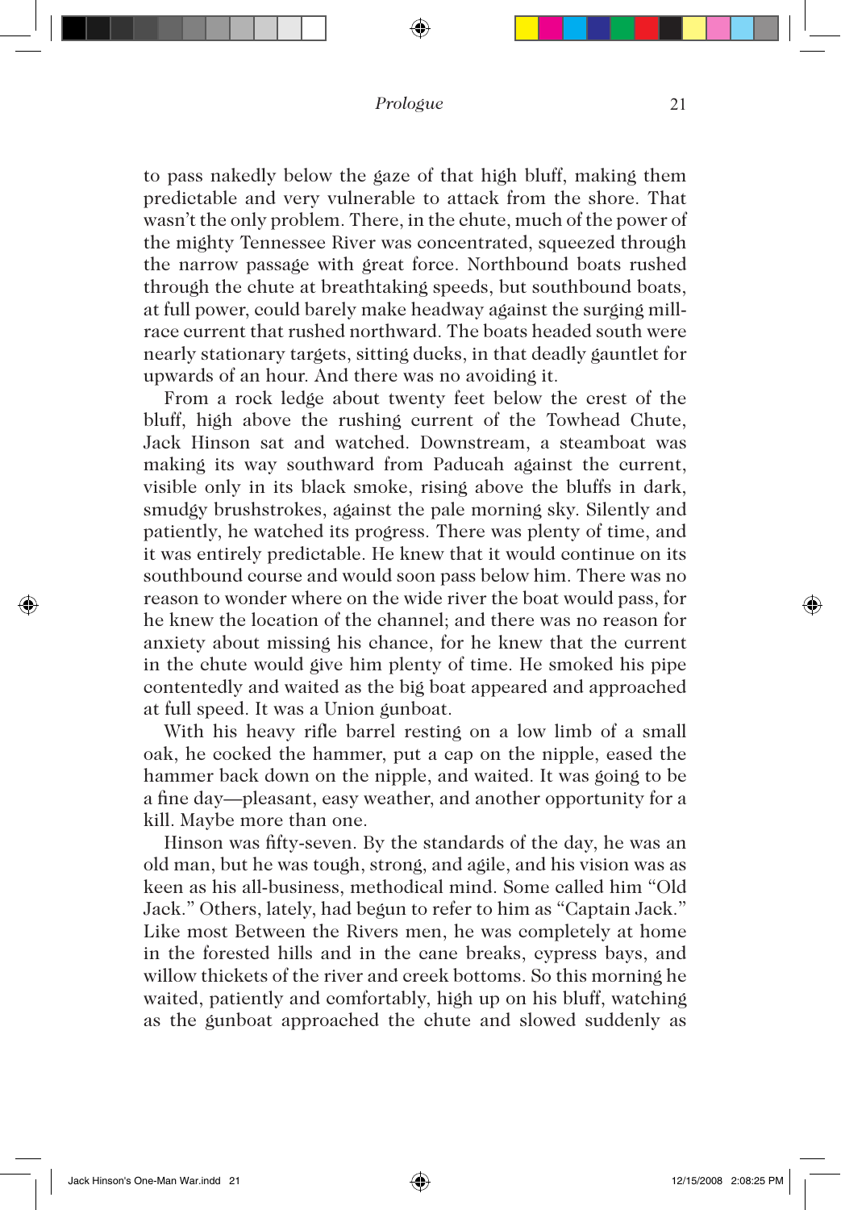to pass nakedly below the gaze of that high bluff, making them predictable and very vulnerable to attack from the shore. That wasn't the only problem. There, in the chute, much of the power of the mighty Tennessee River was concentrated, squeezed through the narrow passage with great force. Northbound boats rushed through the chute at breathtaking speeds, but southbound boats, at full power, could barely make headway against the surging mill-race current that rushed northward. The boats headed south were nearly stationary targets, sitting ducks, in that deadly gauntlet for upwards of an hour. And there was no avoiding it.

From a rock ledge about twenty feet below the crest of the bluff, high above the rushing current of the Towhead Chute, Jack Hinson sat and watched. Downstream, a steamboat was making its way southward from Paducah against the current, visible only in its black smoke, rising above the bluffs in dark, smudgy brushstrokes, against the pale morning sky. Silently and patiently, he watched its progress. There was plenty of time, and it was entirely predictable. He knew that it would continue on its southbound course and would soon pass below him. There was no reason to wonder where on the wide river the boat would pass, for he knew the location of the channel; and there was no reason for anxiety about missing his chance, for he knew that the current in the chute would give him plenty of time. He smoked his pipe contentedly and waited as the big boat appeared and approached at full speed. It was a Union gunboat.

With his heavy rifle barrel resting on a low limb of a small oak, he cocked the hammer, put a cap on the nipple, eased the hammer back down on the nipple, and waited. It was going to be a fine day—pleasant, easy weather, and another opportunity for a kill. Maybe more than one.

Hinson was fifty-seven. By the standards of the day, he was an old man, but he was tough, strong, and agile, and his vision was as keen as his all-business, methodical mind. Some called him "Old Jack." Others, lately, had begun to refer to him as "Captain Jack." Like most Between the Rivers men, he was completely at home in the forested hills and in the cane breaks, cypress bays, and willow thickets of the river and creek bottoms. So this morning he waited, patiently and comfortably, high up on his bluff, watching as the gunboat approached the chute and slowed suddenly as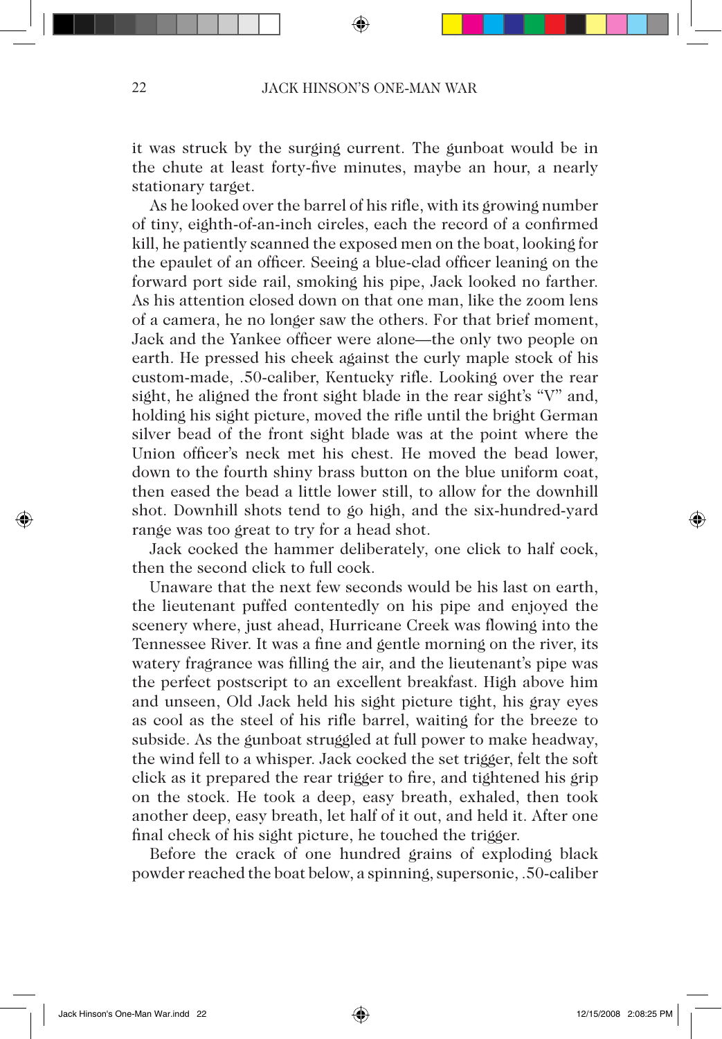it was struck by the surging current. The gunboat would be in the chute at least forty-five minutes, maybe an hour, a nearly stationary target.

As he looked over the barrel of his rifle, with its growing number of tiny, eighth-of-an-inch circles, each the record of a confirmed kill, he patiently scanned the exposed men on the boat, looking for the epaulet of an officer. Seeing a blue-clad officer leaning on the forward port side rail, smoking his pipe, Jack looked no farther. As his attention closed down on that one man, like the zoom lens of a camera, he no longer saw the others. For that brief moment, Jack and the Yankee officer were alone—the only two people on earth. He pressed his cheek against the curly maple stock of his custom-made, .50-caliber, Kentucky rifle. Looking over the rear sight, he aligned the front sight blade in the rear sight's "V" and, holding his sight picture, moved the rifle until the bright German silver bead of the front sight blade was at the point where the Union officer's neck met his chest. He moved the bead lower, down to the fourth shiny brass button on the blue uniform coat, then eased the bead a little lower still, to allow for the downhill shot. Downhill shots tend to go high, and the six-hundred-yard range was too great to try for a head shot.

Jack cocked the hammer deliberately, one click to half cock, then the second click to full cock.

Unaware that the next few seconds would be his last on earth, the lieutenant puffed contentedly on his pipe and enjoyed the scenery where, just ahead, Hurricane Creek was flowing into the Tennessee River. It was a fine and gentle morning on the river, its watery fragrance was filling the air, and the lieutenant's pipe was the perfect postscript to an excellent breakfast. High above him and unseen, Old Jack held his sight picture tight, his gray eyes as cool as the steel of his rifle barrel, waiting for the breeze to subside. As the gunboat struggled at full power to make headway, the wind fell to a whisper. Jack cocked the set trigger, felt the soft click as it prepared the rear trigger to fire, and tightened his grip on the stock. He took a deep, easy breath, exhaled, then took another deep, easy breath, let half of it out, and held it. After one final check of his sight picture, he touched the trigger.

Before the crack of one hundred grains of exploding black powder reached the boat below, a spinning, supersonic, .50-caliber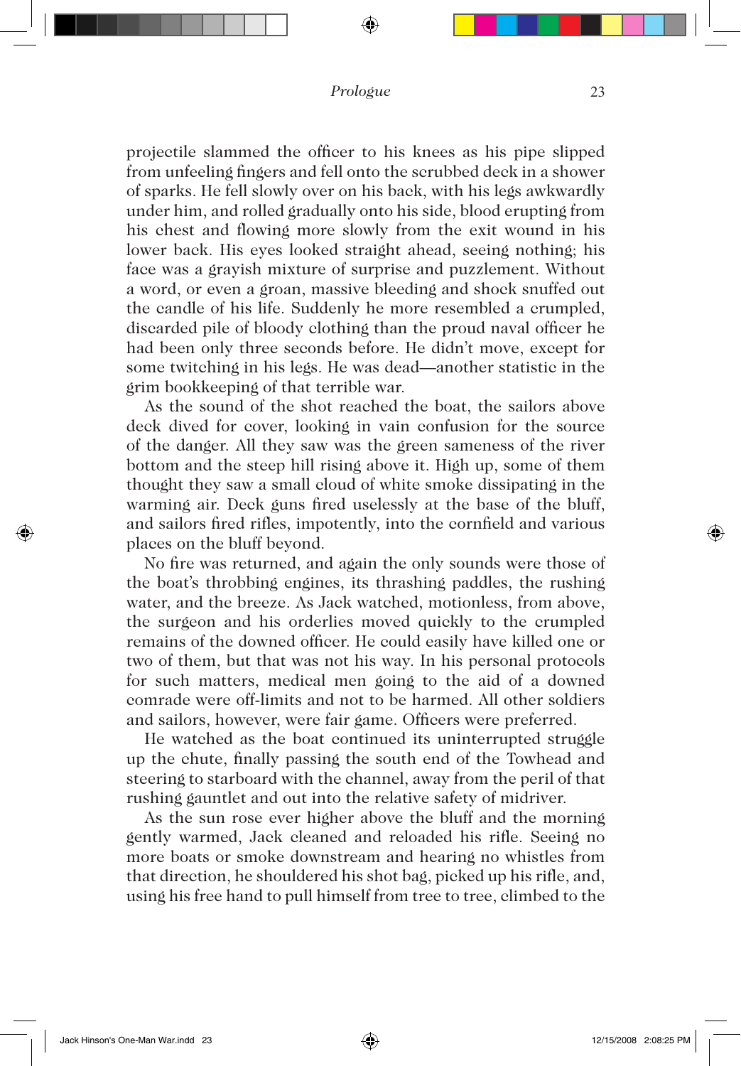projectile slammed the officer to his knees as his pipe slipped from unfeeling fingers and fell onto the scrubbed deck in a shower of sparks. He fell slowly over on his back, with his legs awkwardly under him, and rolled gradually onto his side, blood erupting from his chest and flowing more slowly from the exit wound in his lower back. His eyes looked straight ahead, seeing nothing; his face was a grayish mixture of surprise and puzzlement. Without a word, or even a groan, massive bleeding and shock snuffed out the candle of his life. Suddenly he more resembled a crumpled, discarded pile of bloody clothing than the proud naval officer he had been only three seconds before. He didn't move, except for some twitching in his legs. He was dead—another statistic in the grim bookkeeping of that terrible war.

As the sound of the shot reached the boat, the sailors above deck dived for cover, looking in vain confusion for the source of the danger. All they saw was the green sameness of the river bottom and the steep hill rising above it. High up, some of them thought they saw a small cloud of white smoke dissipating in the warming air. Deck guns fired uselessly at the base of the bluff, and sailors fired rifles, impotently, into the cornfield and various places on the bluff beyond.

No fire was returned, and again the only sounds were those of the boat's throbbing engines, its thrashing paddles, the rushing water, and the breeze. As Jack watched, motionless, from above, the surgeon and his orderlies moved quickly to the crumpled remains of the downed officer. He could easily have killed one or two of them, but that was not his way. In his personal protocols for such matters, medical men going to the aid of a downed comrade were off-limits and not to be harmed. All other soldiers and sailors, however, were fair game. Officers were preferred.

He watched as the boat continued its uninterrupted struggle up the chute, finally passing the south end of the Towhead and steering to starboard with the channel, away from the peril of that rushing gauntlet and out into the relative safety of midriver.

As the sun rose ever higher above the bluff and the morning gently warmed, Jack cleaned and reloaded his rifle. Seeing no more boats or smoke downstream and hearing no whistles from that direction, he shouldered his shot bag, picked up his rifle, and, using his free hand to pull himself from tree to tree, climbed to the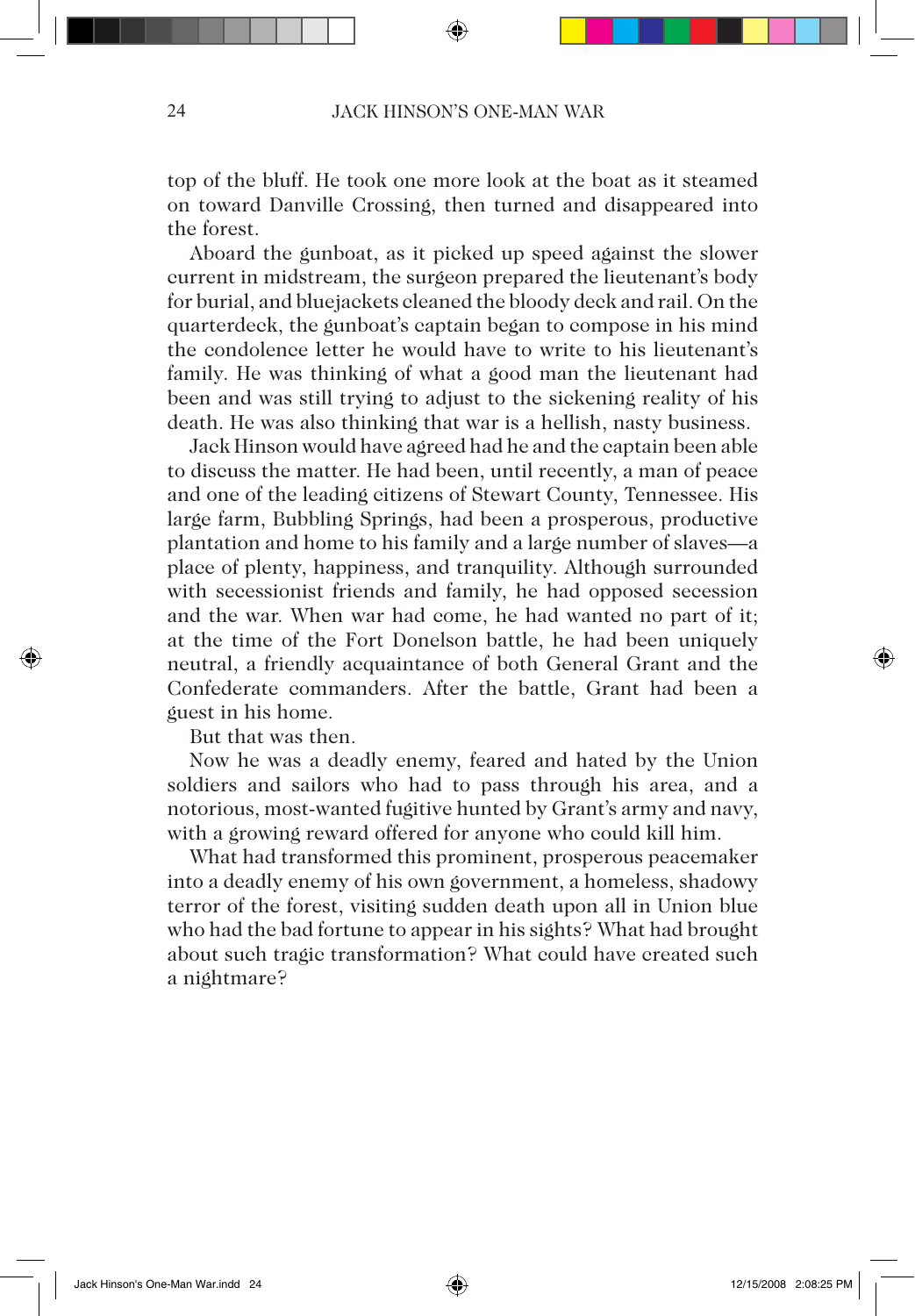top of the bluff. He took one more look at the boat as it steamed on toward Danville Crossing, then turned and disappeared into the forest.

Aboard the gunboat, as it picked up speed against the slower current in midstream, the surgeon prepared the lieutenant's body for burial, and bluejackets cleaned the bloody deck and rail. On the quarterdeck, the gunboat's captain began to compose in his mind the condolence letter he would have to write to his lieutenant's family. He was thinking of what a good man the lieutenant had been and was still trying to adjust to the sickening reality of his death. He was also thinking that war is a hellish, nasty business.

Jack Hinson would have agreed had he and the captain been able to discuss the matter. He had been, until recently, a man of peace and one of the leading citizens of Stewart County, Tennessee. His large farm, Bubbling Springs, had been a prosperous, productive plantation and home to his family and a large number of slaves—a place of plenty, happiness, and tranquility. Although surrounded with secessionist friends and family, he had opposed secession and the war. When war had come, he had wanted no part of it; at the time of the Fort Donelson battle, he had been uniquely neutral, a friendly acquaintance of both General Grant and the Confederate commanders. After the battle, Grant had been a guest in his home.

But that was then.

Now he was a deadly enemy, feared and hated by the Union soldiers and sailors who had to pass through his area, and a notorious, most-wanted fugitive hunted by Grant's army and navy, with a growing reward offered for anyone who could kill him.

What had transformed this prominent, prosperous peacemaker into a deadly enemy of his own government, a homeless, shadowy terror of the forest, visiting sudden death upon all in Union blue who had the bad fortune to appear in his sights? What had brought about such tragic transformation? What could have created such a nightmare?